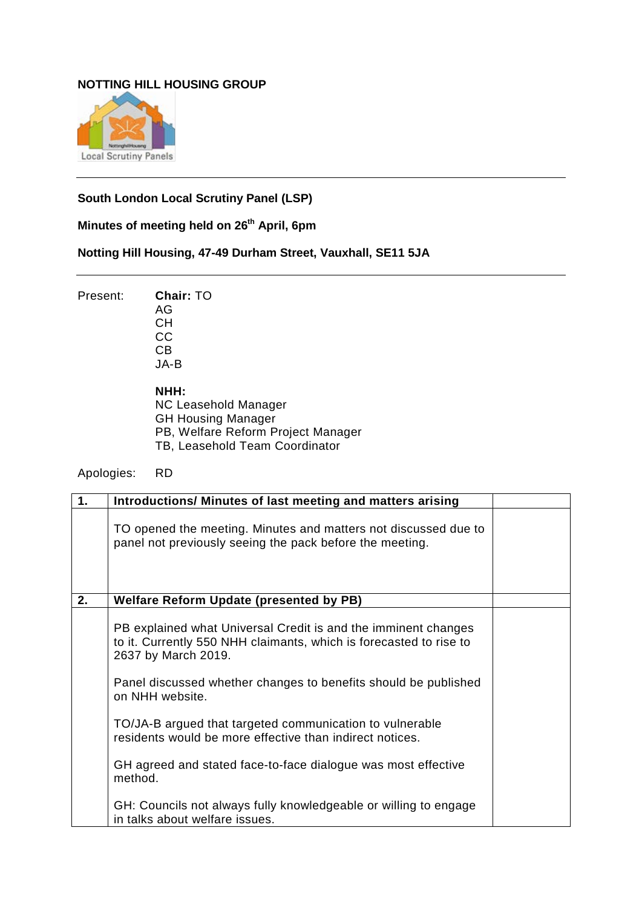**NOTTING HILL HOUSING GROUP**

Local Scrutiny Panels

---

**South London Local Scrutiny Panel (LSP)**

**Minutes of meeting held on 26th April, 6pm**

**Notting Hill Housing, 47-49 Durham Street, Vauxhall, SE11 5JA**

---

Present: **Chair:** TO
AG
CH
CC
CB
JA-B

**NHH:**
NC Leasehold Manager
GH Housing Manager
PB, Welfare Reform Project Manager
TB, Leasehold Team Coordinator

Apologies: RD

| 1. | Introductions/ Minutes of last meeting and matters arising | |
|---|---|---|
| | TO opened the meeting. Minutes and matters not discussed due to panel not previously seeing the pack before the meeting. | |
| **2.** | **Welfare Reform Update (presented by PB)** | |
| | PB explained what Universal Credit is and the imminent changes to it. Currently 550 NHH claimants, which is forecasted to rise to 2637 by March 2019.<br><br>Panel discussed whether changes to benefits should be published on NHH website.<br><br>TO/JA-B argued that targeted communication to vulnerable residents would be more effective than indirect notices.<br><br>GH agreed and stated face-to-face dialogue was most effective method.<br><br>GH: Councils not always fully knowledgeable or willing to engage in talks about welfare issues. | |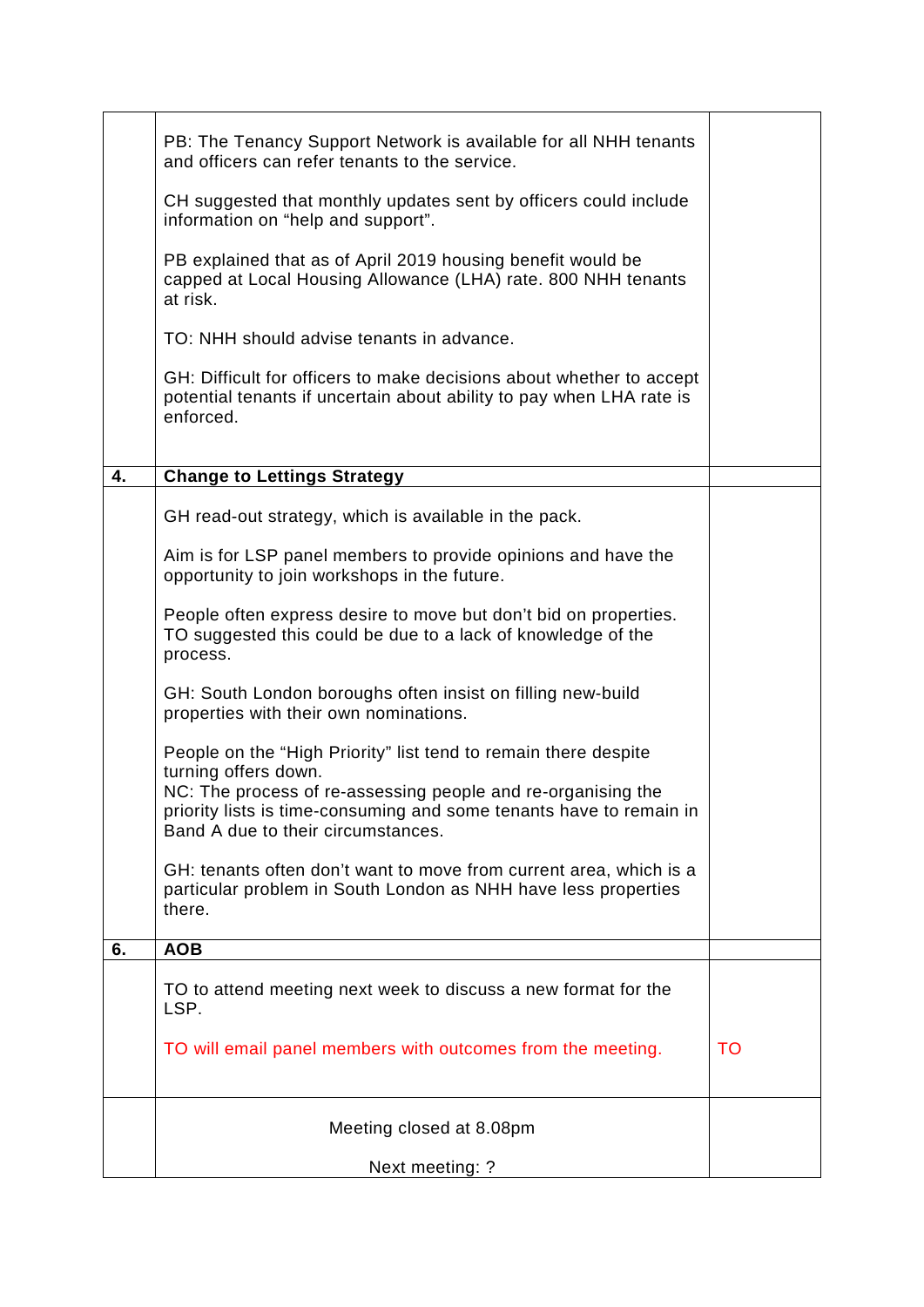| | | |
|---|---|---|
| | PB: The Tenancy Support Network is available for all NHH tenants and officers can refer tenants to the service.<br><br>CH suggested that monthly updates sent by officers could include information on "help and support".<br><br>PB explained that as of April 2019 housing benefit would be capped at Local Housing Allowance (LHA) rate. 800 NHH tenants at risk.<br><br>TO: NHH should advise tenants in advance.<br><br>GH: Difficult for officers to make decisions about whether to accept potential tenants if uncertain about ability to pay when LHA rate is enforced. | |
| **4.** | **Change to Lettings Strategy** | |
| | GH read-out strategy, which is available in the pack.<br><br>Aim is for LSP panel members to provide opinions and have the opportunity to join workshops in the future.<br><br>People often express desire to move but don't bid on properties. TO suggested this could be due to a lack of knowledge of the process.<br><br>GH: South London boroughs often insist on filling new-build properties with their own nominations.<br><br>People on the "High Priority" list tend to remain there despite turning offers down.<br>NC: The process of re-assessing people and re-organising the priority lists is time-consuming and some tenants have to remain in Band A due to their circumstances.<br><br>GH: tenants often don't want to move from current area, which is a particular problem in South London as NHH have less properties there. | |
| **6.** | **AOB** | |
| | TO to attend meeting next week to discuss a new format for the LSP.<br><br>TO will email panel members with outcomes from the meeting. | TO |
| | Meeting closed at 8.08pm<br><br>Next meeting: ? | |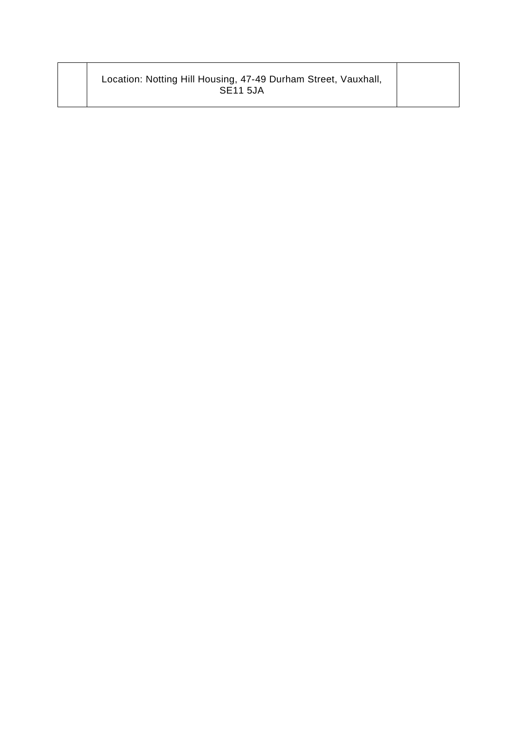| | | |
|---|---|---|
| | Location: Notting Hill Housing, 47-49 Durham Street, Vauxhall, SE11 5JA | |